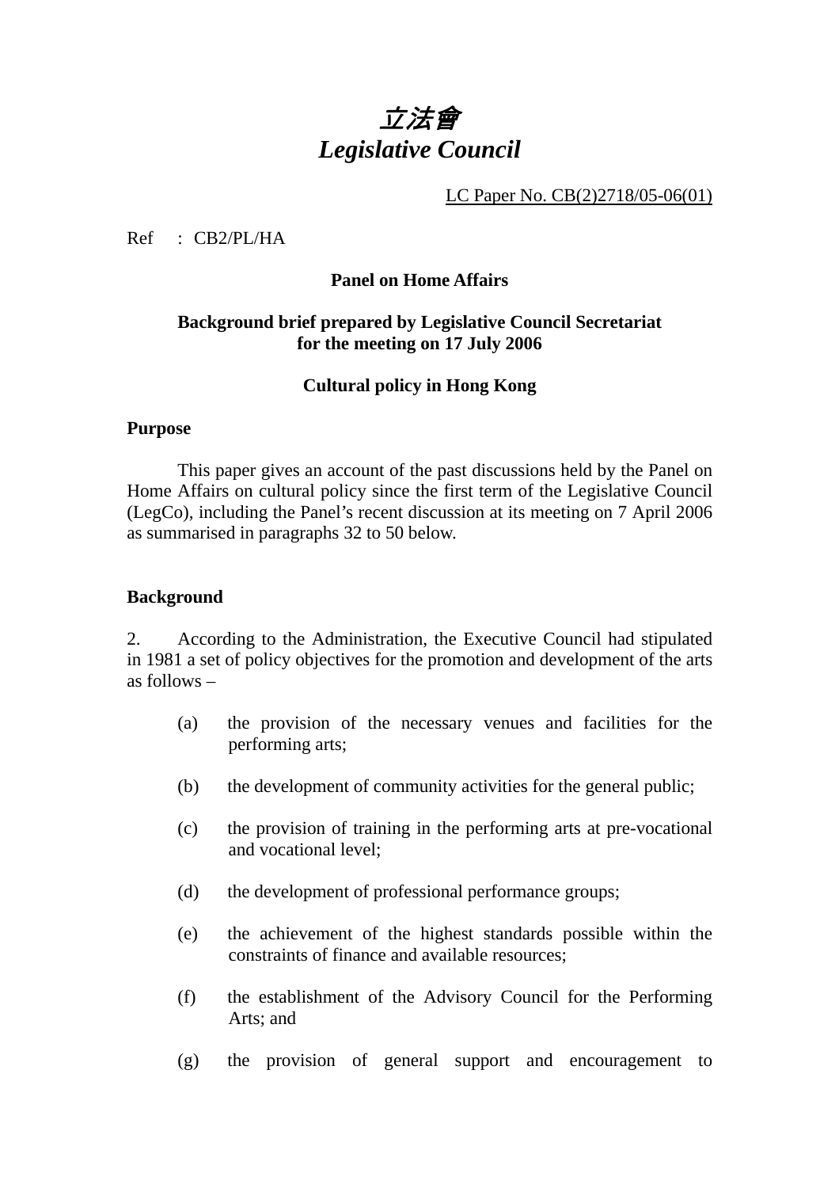# *立法會*
# *Legislative Council*

LC Paper No. CB(2)2718/05-06(01)

Ref : CB2/PL/HA

**Panel on Home Affairs**

**Background brief prepared by Legislative Council Secretariat for the meeting on 17 July 2006**

**Cultural policy in Hong Kong**

**Purpose**

This paper gives an account of the past discussions held by the Panel on Home Affairs on cultural policy since the first term of the Legislative Council (LegCo), including the Panel's recent discussion at its meeting on 7 April 2006 as summarised in paragraphs 32 to 50 below.

**Background**

2. According to the Administration, the Executive Council had stipulated in 1981 a set of policy objectives for the promotion and development of the arts as follows –

(a) the provision of the necessary venues and facilities for the performing arts;

(b) the development of community activities for the general public;

(c) the provision of training in the performing arts at pre-vocational and vocational level;

(d) the development of professional performance groups;

(e) the achievement of the highest standards possible within the constraints of finance and available resources;

(f) the establishment of the Advisory Council for the Performing Arts; and

(g) the provision of general support and encouragement to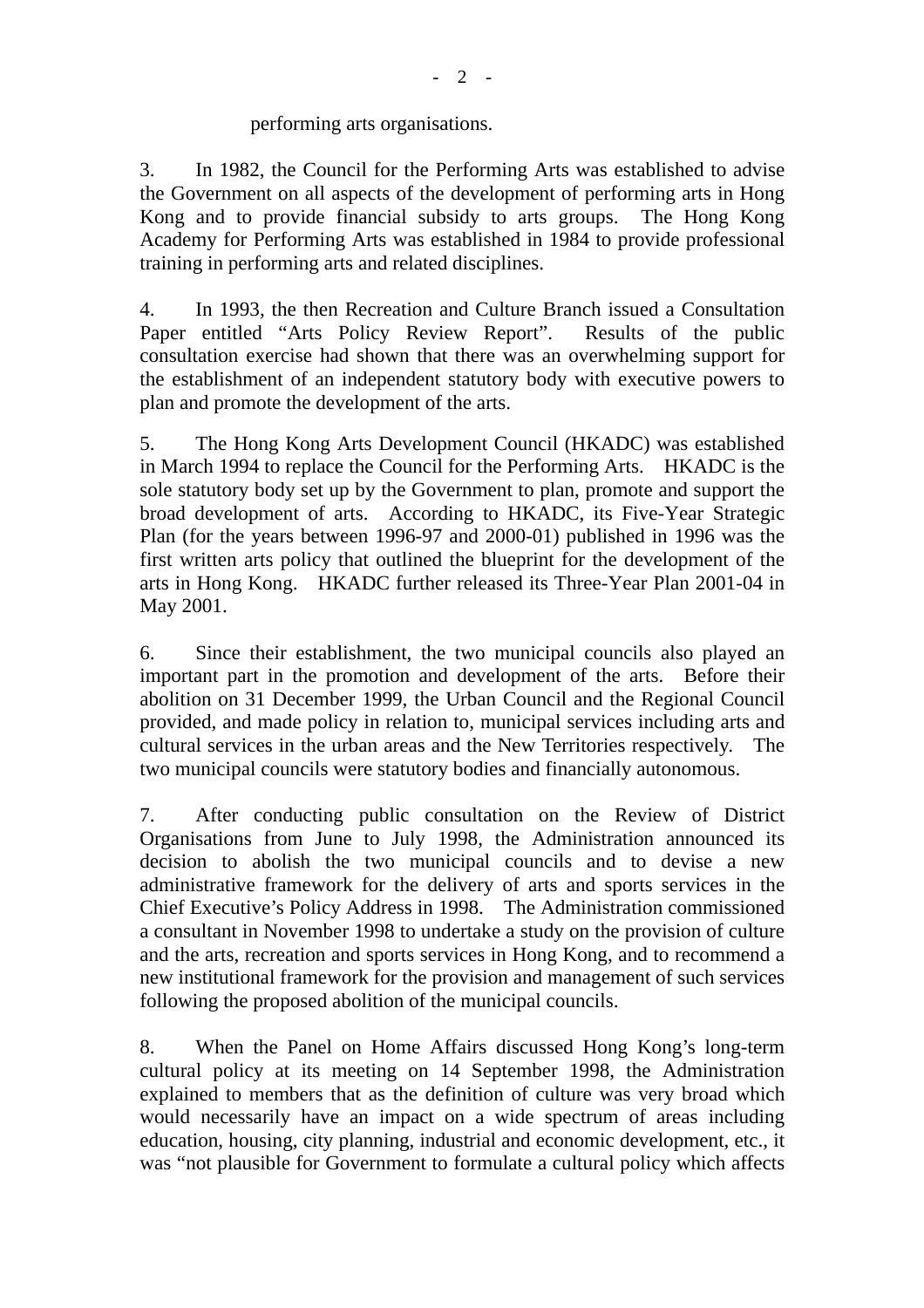performing arts organisations.

3. In 1982, the Council for the Performing Arts was established to advise the Government on all aspects of the development of performing arts in Hong Kong and to provide financial subsidy to arts groups. The Hong Kong Academy for Performing Arts was established in 1984 to provide professional training in performing arts and related disciplines.

4. In 1993, the then Recreation and Culture Branch issued a Consultation Paper entitled "Arts Policy Review Report". Results of the public consultation exercise had shown that there was an overwhelming support for the establishment of an independent statutory body with executive powers to plan and promote the development of the arts.

5. The Hong Kong Arts Development Council (HKADC) was established in March 1994 to replace the Council for the Performing Arts. HKADC is the sole statutory body set up by the Government to plan, promote and support the broad development of arts. According to HKADC, its Five-Year Strategic Plan (for the years between 1996-97 and 2000-01) published in 1996 was the first written arts policy that outlined the blueprint for the development of the arts in Hong Kong. HKADC further released its Three-Year Plan 2001-04 in May 2001.

6. Since their establishment, the two municipal councils also played an important part in the promotion and development of the arts. Before their abolition on 31 December 1999, the Urban Council and the Regional Council provided, and made policy in relation to, municipal services including arts and cultural services in the urban areas and the New Territories respectively. The two municipal councils were statutory bodies and financially autonomous.

7. After conducting public consultation on the Review of District Organisations from June to July 1998, the Administration announced its decision to abolish the two municipal councils and to devise a new administrative framework for the delivery of arts and sports services in the Chief Executive's Policy Address in 1998. The Administration commissioned a consultant in November 1998 to undertake a study on the provision of culture and the arts, recreation and sports services in Hong Kong, and to recommend a new institutional framework for the provision and management of such services following the proposed abolition of the municipal councils.

8. When the Panel on Home Affairs discussed Hong Kong's long-term cultural policy at its meeting on 14 September 1998, the Administration explained to members that as the definition of culture was very broad which would necessarily have an impact on a wide spectrum of areas including education, housing, city planning, industrial and economic development, etc., it was "not plausible for Government to formulate a cultural policy which affects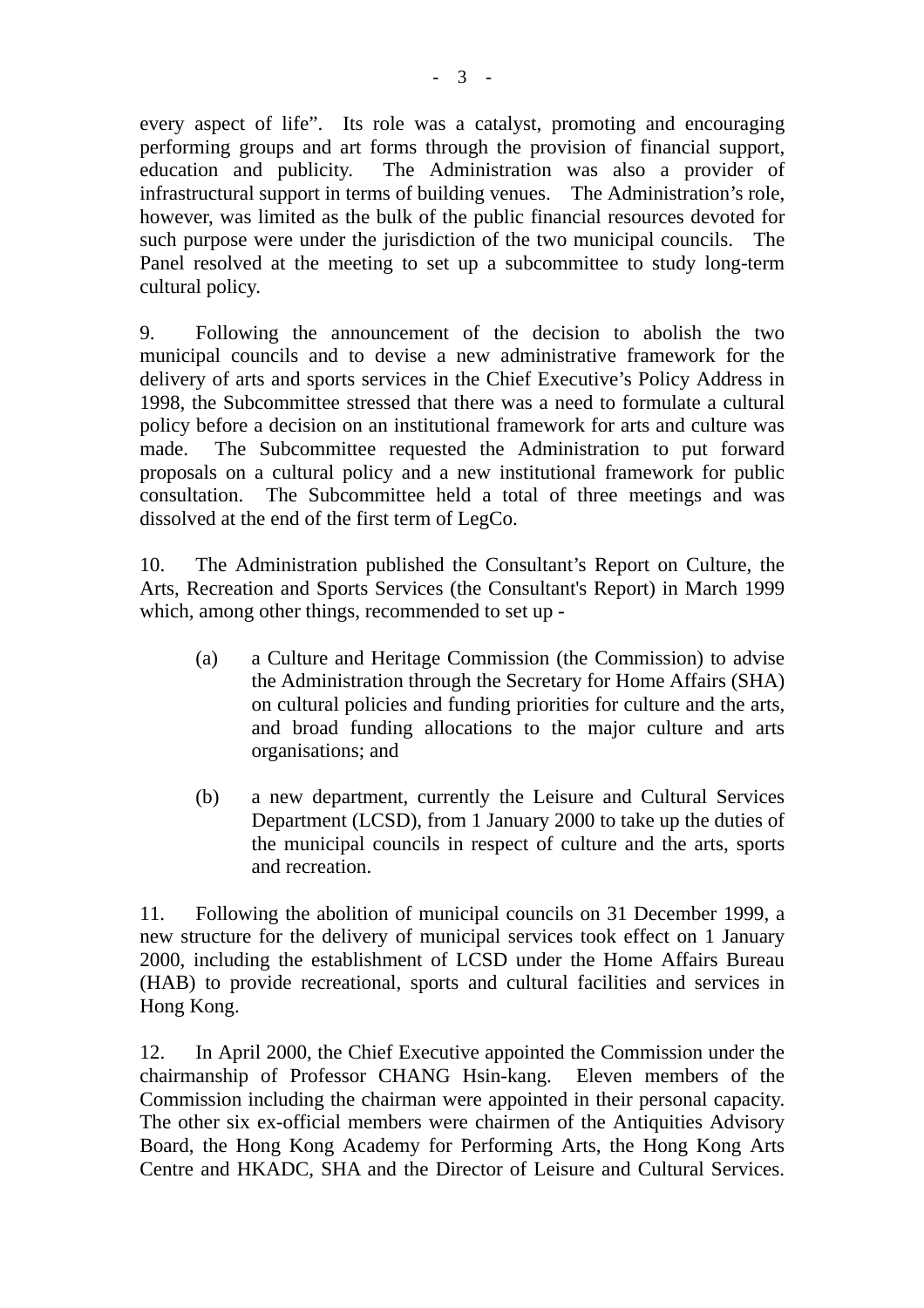every aspect of life". Its role was a catalyst, promoting and encouraging performing groups and art forms through the provision of financial support, education and publicity. The Administration was also a provider of infrastructural support in terms of building venues. The Administration's role, however, was limited as the bulk of the public financial resources devoted for such purpose were under the jurisdiction of the two municipal councils. The Panel resolved at the meeting to set up a subcommittee to study long-term cultural policy.

9. Following the announcement of the decision to abolish the two municipal councils and to devise a new administrative framework for the delivery of arts and sports services in the Chief Executive's Policy Address in 1998, the Subcommittee stressed that there was a need to formulate a cultural policy before a decision on an institutional framework for arts and culture was made. The Subcommittee requested the Administration to put forward proposals on a cultural policy and a new institutional framework for public consultation. The Subcommittee held a total of three meetings and was dissolved at the end of the first term of LegCo.

10. The Administration published the Consultant's Report on Culture, the Arts, Recreation and Sports Services (the Consultant's Report) in March 1999 which, among other things, recommended to set up -

(a) a Culture and Heritage Commission (the Commission) to advise the Administration through the Secretary for Home Affairs (SHA) on cultural policies and funding priorities for culture and the arts, and broad funding allocations to the major culture and arts organisations; and

(b) a new department, currently the Leisure and Cultural Services Department (LCSD), from 1 January 2000 to take up the duties of the municipal councils in respect of culture and the arts, sports and recreation.

11. Following the abolition of municipal councils on 31 December 1999, a new structure for the delivery of municipal services took effect on 1 January 2000, including the establishment of LCSD under the Home Affairs Bureau (HAB) to provide recreational, sports and cultural facilities and services in Hong Kong.

12. In April 2000, the Chief Executive appointed the Commission under the chairmanship of Professor CHANG Hsin-kang. Eleven members of the Commission including the chairman were appointed in their personal capacity. The other six ex-official members were chairmen of the Antiquities Advisory Board, the Hong Kong Academy for Performing Arts, the Hong Kong Arts Centre and HKADC, SHA and the Director of Leisure and Cultural Services.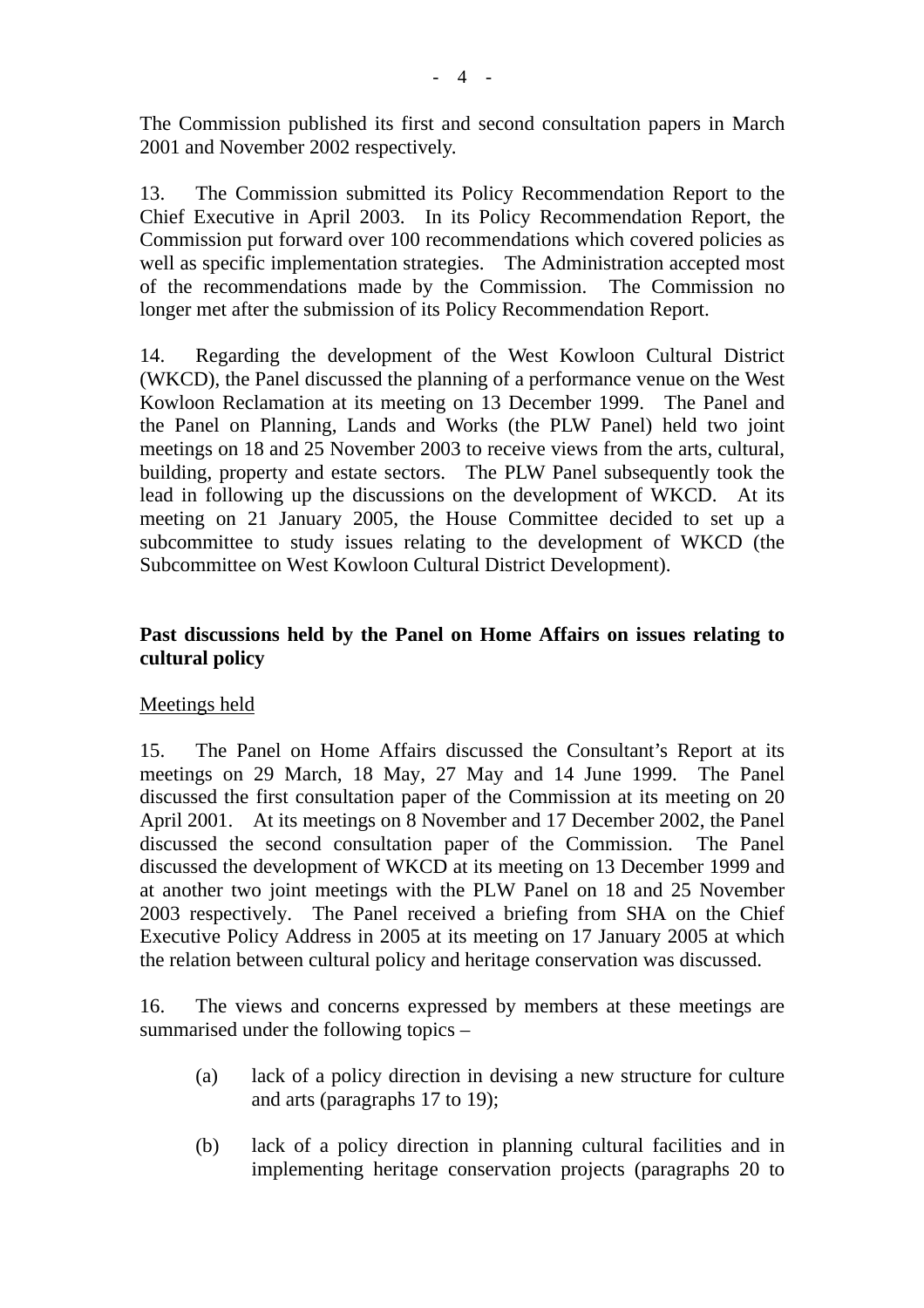The Commission published its first and second consultation papers in March 2001 and November 2002 respectively.

13. The Commission submitted its Policy Recommendation Report to the Chief Executive in April 2003. In its Policy Recommendation Report, the Commission put forward over 100 recommendations which covered policies as well as specific implementation strategies. The Administration accepted most of the recommendations made by the Commission. The Commission no longer met after the submission of its Policy Recommendation Report.

14. Regarding the development of the West Kowloon Cultural District (WKCD), the Panel discussed the planning of a performance venue on the West Kowloon Reclamation at its meeting on 13 December 1999. The Panel and the Panel on Planning, Lands and Works (the PLW Panel) held two joint meetings on 18 and 25 November 2003 to receive views from the arts, cultural, building, property and estate sectors. The PLW Panel subsequently took the lead in following up the discussions on the development of WKCD. At its meeting on 21 January 2005, the House Committee decided to set up a subcommittee to study issues relating to the development of WKCD (the Subcommittee on West Kowloon Cultural District Development).

**Past discussions held by the Panel on Home Affairs on issues relating to cultural policy**

<u>Meetings held</u>

15. The Panel on Home Affairs discussed the Consultant's Report at its meetings on 29 March, 18 May, 27 May and 14 June 1999. The Panel discussed the first consultation paper of the Commission at its meeting on 20 April 2001. At its meetings on 8 November and 17 December 2002, the Panel discussed the second consultation paper of the Commission. The Panel discussed the development of WKCD at its meeting on 13 December 1999 and at another two joint meetings with the PLW Panel on 18 and 25 November 2003 respectively. The Panel received a briefing from SHA on the Chief Executive Policy Address in 2005 at its meeting on 17 January 2005 at which the relation between cultural policy and heritage conservation was discussed.

16. The views and concerns expressed by members at these meetings are summarised under the following topics –

(a) lack of a policy direction in devising a new structure for culture and arts (paragraphs 17 to 19);

(b) lack of a policy direction in planning cultural facilities and in implementing heritage conservation projects (paragraphs 20 to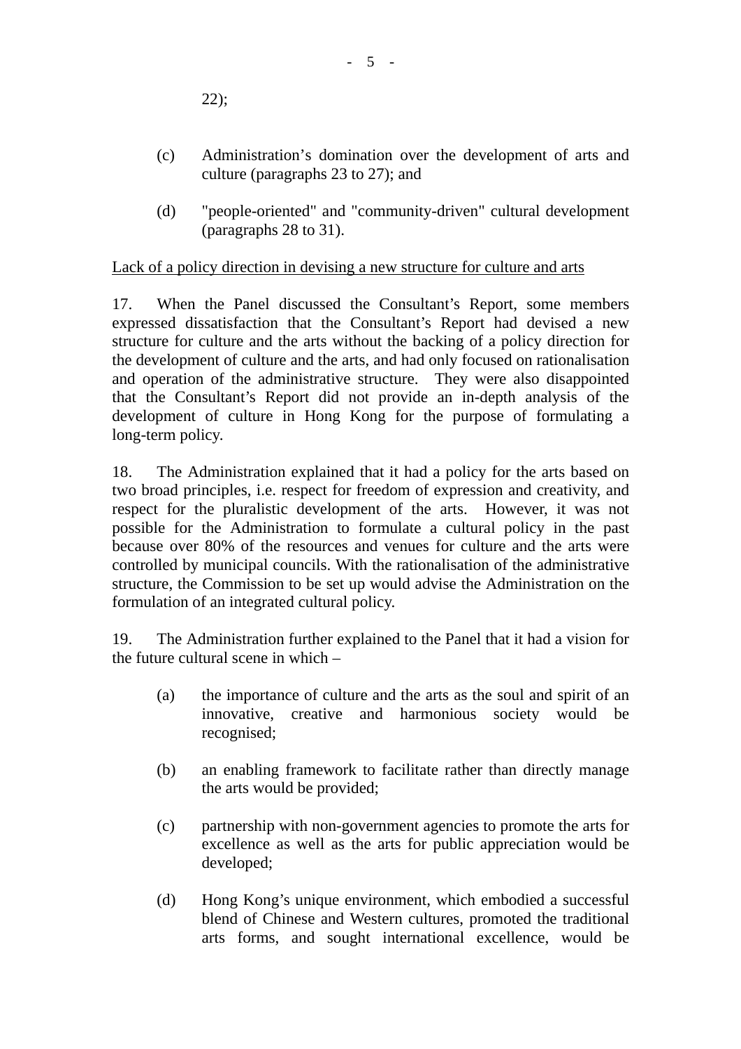22);

(c) Administration’s domination over the development of arts and culture (paragraphs 23 to 27); and

(d) "people-oriented" and "community-driven" cultural development (paragraphs 28 to 31).

Lack of a policy direction in devising a new structure for culture and arts

17. When the Panel discussed the Consultant’s Report, some members expressed dissatisfaction that the Consultant’s Report had devised a new structure for culture and the arts without the backing of a policy direction for the development of culture and the arts, and had only focused on rationalisation and operation of the administrative structure. They were also disappointed that the Consultant’s Report did not provide an in-depth analysis of the development of culture in Hong Kong for the purpose of formulating a long-term policy.

18. The Administration explained that it had a policy for the arts based on two broad principles, i.e. respect for freedom of expression and creativity, and respect for the pluralistic development of the arts. However, it was not possible for the Administration to formulate a cultural policy in the past because over 80% of the resources and venues for culture and the arts were controlled by municipal councils. With the rationalisation of the administrative structure, the Commission to be set up would advise the Administration on the formulation of an integrated cultural policy.

19. The Administration further explained to the Panel that it had a vision for the future cultural scene in which –

(a) the importance of culture and the arts as the soul and spirit of an innovative, creative and harmonious society would be recognised;

(b) an enabling framework to facilitate rather than directly manage the arts would be provided;

(c) partnership with non-government agencies to promote the arts for excellence as well as the arts for public appreciation would be developed;

(d) Hong Kong’s unique environment, which embodied a successful blend of Chinese and Western cultures, promoted the traditional arts forms, and sought international excellence, would be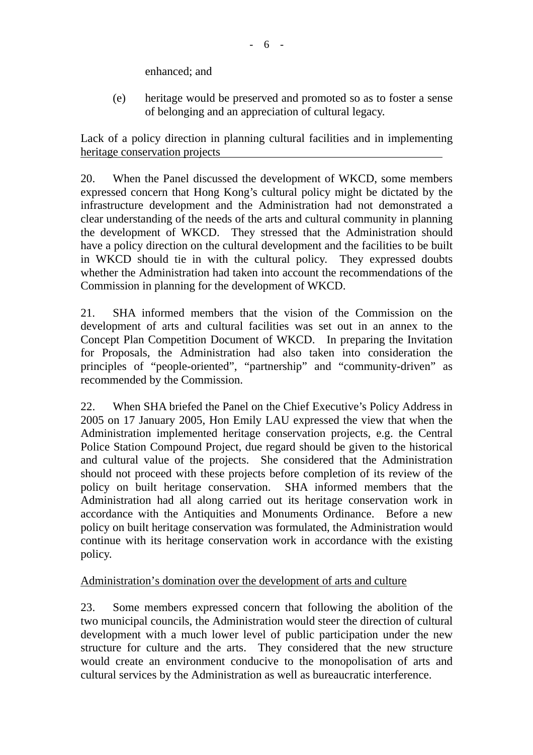enhanced; and

(e) heritage would be preserved and promoted so as to foster a sense of belonging and an appreciation of cultural legacy.

<u>Lack of a policy direction in planning cultural facilities and in implementing heritage conservation projects</u>

20. When the Panel discussed the development of WKCD, some members expressed concern that Hong Kong's cultural policy might be dictated by the infrastructure development and the Administration had not demonstrated a clear understanding of the needs of the arts and cultural community in planning the development of WKCD. They stressed that the Administration should have a policy direction on the cultural development and the facilities to be built in WKCD should tie in with the cultural policy. They expressed doubts whether the Administration had taken into account the recommendations of the Commission in planning for the development of WKCD.

21. SHA informed members that the vision of the Commission on the development of arts and cultural facilities was set out in an annex to the Concept Plan Competition Document of WKCD. In preparing the Invitation for Proposals, the Administration had also taken into consideration the principles of "people-oriented", "partnership" and "community-driven" as recommended by the Commission.

22. When SHA briefed the Panel on the Chief Executive's Policy Address in 2005 on 17 January 2005, Hon Emily LAU expressed the view that when the Administration implemented heritage conservation projects, e.g. the Central Police Station Compound Project, due regard should be given to the historical and cultural value of the projects. She considered that the Administration should not proceed with these projects before completion of its review of the policy on built heritage conservation. SHA informed members that the Administration had all along carried out its heritage conservation work in accordance with the Antiquities and Monuments Ordinance. Before a new policy on built heritage conservation was formulated, the Administration would continue with its heritage conservation work in accordance with the existing policy.

<u>Administration's domination over the development of arts and culture</u>

23. Some members expressed concern that following the abolition of the two municipal councils, the Administration would steer the direction of cultural development with a much lower level of public participation under the new structure for culture and the arts. They considered that the new structure would create an environment conducive to the monopolisation of arts and cultural services by the Administration as well as bureaucratic interference.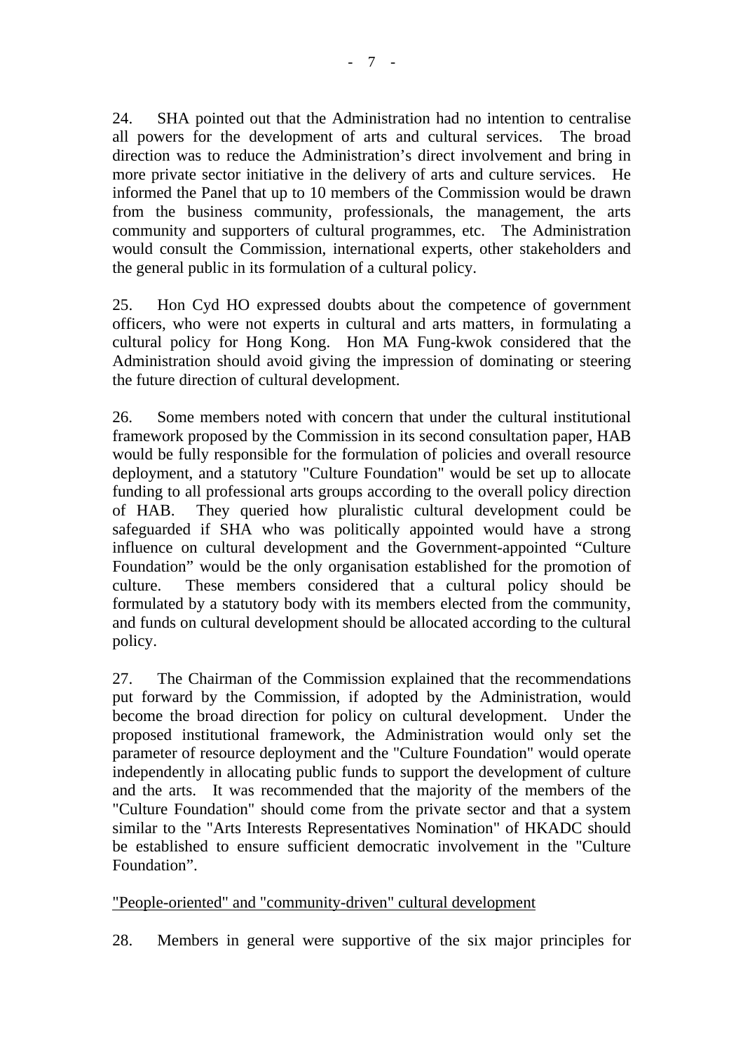24. SHA pointed out that the Administration had no intention to centralise all powers for the development of arts and cultural services. The broad direction was to reduce the Administration's direct involvement and bring in more private sector initiative in the delivery of arts and culture services. He informed the Panel that up to 10 members of the Commission would be drawn from the business community, professionals, the management, the arts community and supporters of cultural programmes, etc. The Administration would consult the Commission, international experts, other stakeholders and the general public in its formulation of a cultural policy.

25. Hon Cyd HO expressed doubts about the competence of government officers, who were not experts in cultural and arts matters, in formulating a cultural policy for Hong Kong. Hon MA Fung-kwok considered that the Administration should avoid giving the impression of dominating or steering the future direction of cultural development.

26. Some members noted with concern that under the cultural institutional framework proposed by the Commission in its second consultation paper, HAB would be fully responsible for the formulation of policies and overall resource deployment, and a statutory "Culture Foundation" would be set up to allocate funding to all professional arts groups according to the overall policy direction of HAB. They queried how pluralistic cultural development could be safeguarded if SHA who was politically appointed would have a strong influence on cultural development and the Government-appointed "Culture Foundation" would be the only organisation established for the promotion of culture. These members considered that a cultural policy should be formulated by a statutory body with its members elected from the community, and funds on cultural development should be allocated according to the cultural policy.

27. The Chairman of the Commission explained that the recommendations put forward by the Commission, if adopted by the Administration, would become the broad direction for policy on cultural development. Under the proposed institutional framework, the Administration would only set the parameter of resource deployment and the "Culture Foundation" would operate independently in allocating public funds to support the development of culture and the arts. It was recommended that the majority of the members of the "Culture Foundation" should come from the private sector and that a system similar to the "Arts Interests Representatives Nomination" of HKADC should be established to ensure sufficient democratic involvement in the "Culture Foundation".

"People-oriented" and "community-driven" cultural development

28. Members in general were supportive of the six major principles for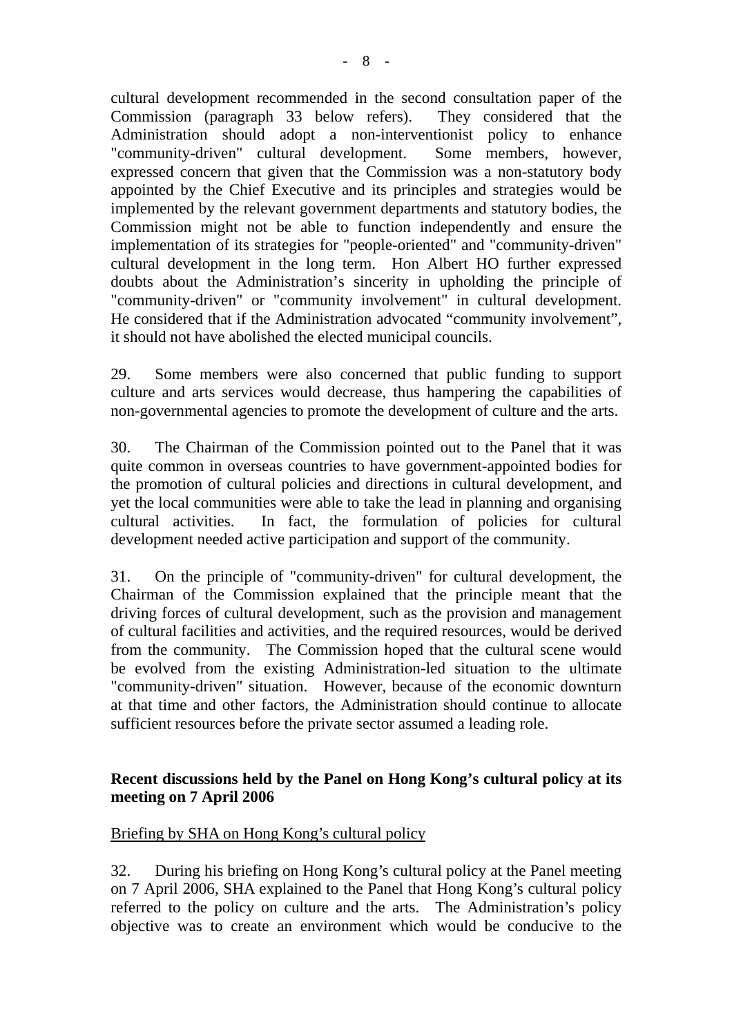cultural development recommended in the second consultation paper of the Commission (paragraph 33 below refers). They considered that the Administration should adopt a non-interventionist policy to enhance "community-driven" cultural development. Some members, however, expressed concern that given that the Commission was a non-statutory body appointed by the Chief Executive and its principles and strategies would be implemented by the relevant government departments and statutory bodies, the Commission might not be able to function independently and ensure the implementation of its strategies for "people-oriented" and "community-driven" cultural development in the long term. Hon Albert HO further expressed doubts about the Administration's sincerity in upholding the principle of "community-driven" or "community involvement" in cultural development. He considered that if the Administration advocated "community involvement", it should not have abolished the elected municipal councils.

29. Some members were also concerned that public funding to support culture and arts services would decrease, thus hampering the capabilities of non-governmental agencies to promote the development of culture and the arts.

30. The Chairman of the Commission pointed out to the Panel that it was quite common in overseas countries to have government-appointed bodies for the promotion of cultural policies and directions in cultural development, and yet the local communities were able to take the lead in planning and organising cultural activities. In fact, the formulation of policies for cultural development needed active participation and support of the community.

31. On the principle of "community-driven" for cultural development, the Chairman of the Commission explained that the principle meant that the driving forces of cultural development, such as the provision and management of cultural facilities and activities, and the required resources, would be derived from the community. The Commission hoped that the cultural scene would be evolved from the existing Administration-led situation to the ultimate "community-driven" situation. However, because of the economic downturn at that time and other factors, the Administration should continue to allocate sufficient resources before the private sector assumed a leading role.

**Recent discussions held by the Panel on Hong Kong's cultural policy at its meeting on 7 April 2006**

Briefing by SHA on Hong Kong's cultural policy

32. During his briefing on Hong Kong's cultural policy at the Panel meeting on 7 April 2006, SHA explained to the Panel that Hong Kong's cultural policy referred to the policy on culture and the arts. The Administration's policy objective was to create an environment which would be conducive to the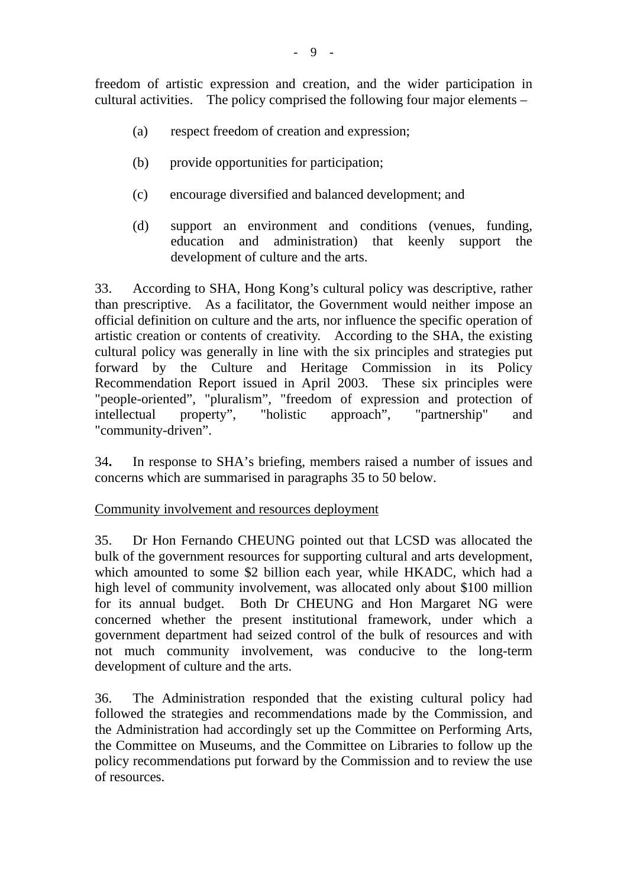freedom of artistic expression and creation, and the wider participation in cultural activities. The policy comprised the following four major elements –

(a) respect freedom of creation and expression;

(b) provide opportunities for participation;

(c) encourage diversified and balanced development; and

(d) support an environment and conditions (venues, funding, education and administration) that keenly support the development of culture and the arts.

33. According to SHA, Hong Kong's cultural policy was descriptive, rather than prescriptive. As a facilitator, the Government would neither impose an official definition on culture and the arts, nor influence the specific operation of artistic creation or contents of creativity. According to the SHA, the existing cultural policy was generally in line with the six principles and strategies put forward by the Culture and Heritage Commission in its Policy Recommendation Report issued in April 2003. These six principles were "people-oriented", "pluralism", "freedom of expression and protection of intellectual property", "holistic approach", "partnership" and "community-driven".

34**.** In response to SHA's briefing, members raised a number of issues and concerns which are summarised in paragraphs 35 to 50 below.

Community involvement and resources deployment

35. Dr Hon Fernando CHEUNG pointed out that LCSD was allocated the bulk of the government resources for supporting cultural and arts development, which amounted to some $2 billion each year, while HKADC, which had a high level of community involvement, was allocated only about $100 million for its annual budget. Both Dr CHEUNG and Hon Margaret NG were concerned whether the present institutional framework, under which a government department had seized control of the bulk of resources and with not much community involvement, was conducive to the long-term development of culture and the arts.

36. The Administration responded that the existing cultural policy had followed the strategies and recommendations made by the Commission, and the Administration had accordingly set up the Committee on Performing Arts, the Committee on Museums, and the Committee on Libraries to follow up the policy recommendations put forward by the Commission and to review the use of resources.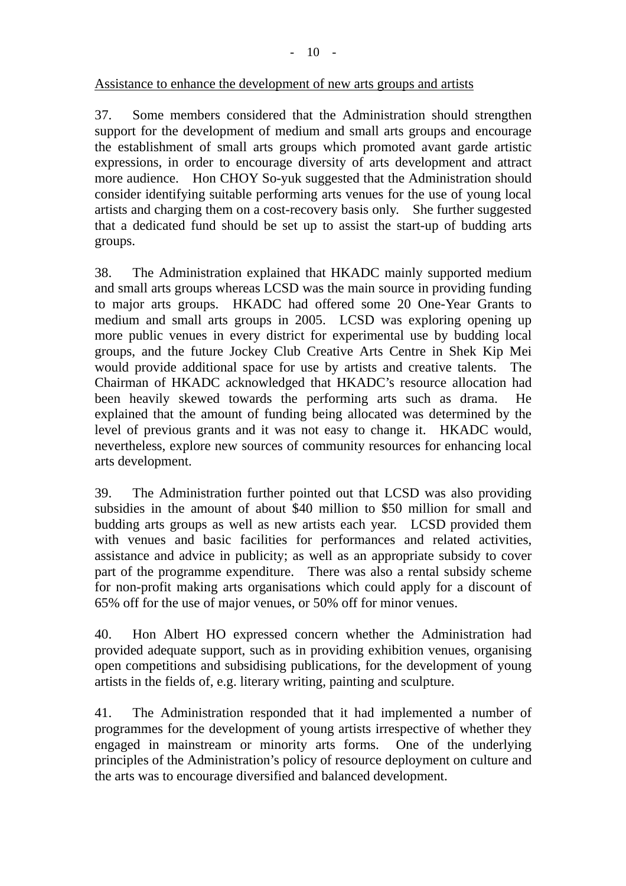<u>Assistance to enhance the development of new arts groups and artists</u>

37. Some members considered that the Administration should strengthen support for the development of medium and small arts groups and encourage the establishment of small arts groups which promoted avant garde artistic expressions, in order to encourage diversity of arts development and attract more audience. Hon CHOY So-yuk suggested that the Administration should consider identifying suitable performing arts venues for the use of young local artists and charging them on a cost-recovery basis only. She further suggested that a dedicated fund should be set up to assist the start-up of budding arts groups.

38. The Administration explained that HKADC mainly supported medium and small arts groups whereas LCSD was the main source in providing funding to major arts groups. HKADC had offered some 20 One-Year Grants to medium and small arts groups in 2005. LCSD was exploring opening up more public venues in every district for experimental use by budding local groups, and the future Jockey Club Creative Arts Centre in Shek Kip Mei would provide additional space for use by artists and creative talents. The Chairman of HKADC acknowledged that HKADC's resource allocation had been heavily skewed towards the performing arts such as drama. He explained that the amount of funding being allocated was determined by the level of previous grants and it was not easy to change it. HKADC would, nevertheless, explore new sources of community resources for enhancing local arts development.

39. The Administration further pointed out that LCSD was also providing subsidies in the amount of about $40 million to $50 million for small and budding arts groups as well as new artists each year. LCSD provided them with venues and basic facilities for performances and related activities, assistance and advice in publicity; as well as an appropriate subsidy to cover part of the programme expenditure. There was also a rental subsidy scheme for non-profit making arts organisations which could apply for a discount of 65% off for the use of major venues, or 50% off for minor venues.

40. Hon Albert HO expressed concern whether the Administration had provided adequate support, such as in providing exhibition venues, organising open competitions and subsidising publications, for the development of young artists in the fields of, e.g. literary writing, painting and sculpture.

41. The Administration responded that it had implemented a number of programmes for the development of young artists irrespective of whether they engaged in mainstream or minority arts forms. One of the underlying principles of the Administration's policy of resource deployment on culture and the arts was to encourage diversified and balanced development.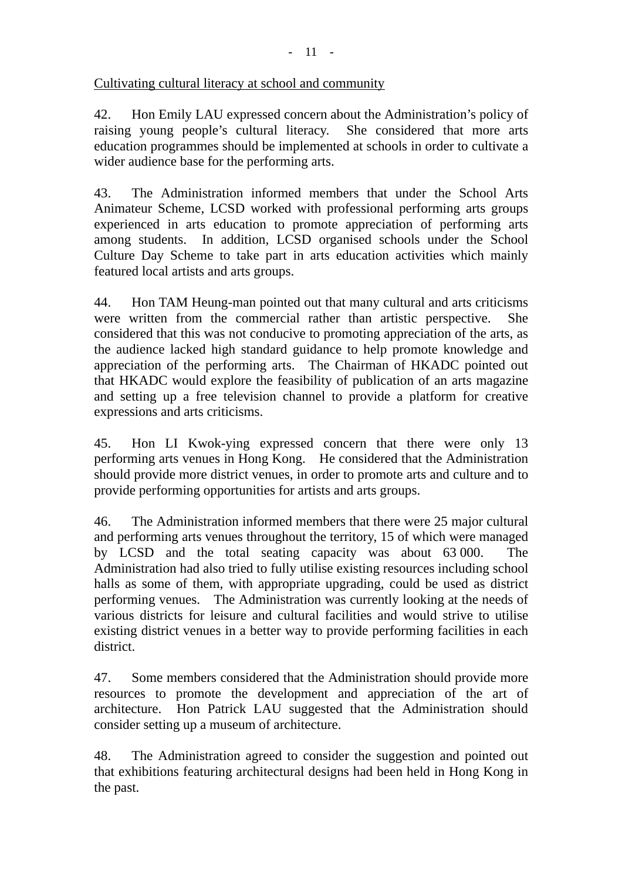<u>Cultivating cultural literacy at school and community</u>

42. Hon Emily LAU expressed concern about the Administration's policy of raising young people's cultural literacy. She considered that more arts education programmes should be implemented at schools in order to cultivate a wider audience base for the performing arts.

43. The Administration informed members that under the School Arts Animateur Scheme, LCSD worked with professional performing arts groups experienced in arts education to promote appreciation of performing arts among students. In addition, LCSD organised schools under the School Culture Day Scheme to take part in arts education activities which mainly featured local artists and arts groups.

44. Hon TAM Heung-man pointed out that many cultural and arts criticisms were written from the commercial rather than artistic perspective. She considered that this was not conducive to promoting appreciation of the arts, as the audience lacked high standard guidance to help promote knowledge and appreciation of the performing arts. The Chairman of HKADC pointed out that HKADC would explore the feasibility of publication of an arts magazine and setting up a free television channel to provide a platform for creative expressions and arts criticisms.

45. Hon LI Kwok-ying expressed concern that there were only 13 performing arts venues in Hong Kong. He considered that the Administration should provide more district venues, in order to promote arts and culture and to provide performing opportunities for artists and arts groups.

46. The Administration informed members that there were 25 major cultural and performing arts venues throughout the territory, 15 of which were managed by LCSD and the total seating capacity was about 63 000. The Administration had also tried to fully utilise existing resources including school halls as some of them, with appropriate upgrading, could be used as district performing venues. The Administration was currently looking at the needs of various districts for leisure and cultural facilities and would strive to utilise existing district venues in a better way to provide performing facilities in each district.

47. Some members considered that the Administration should provide more resources to promote the development and appreciation of the art of architecture. Hon Patrick LAU suggested that the Administration should consider setting up a museum of architecture.

48. The Administration agreed to consider the suggestion and pointed out that exhibitions featuring architectural designs had been held in Hong Kong in the past.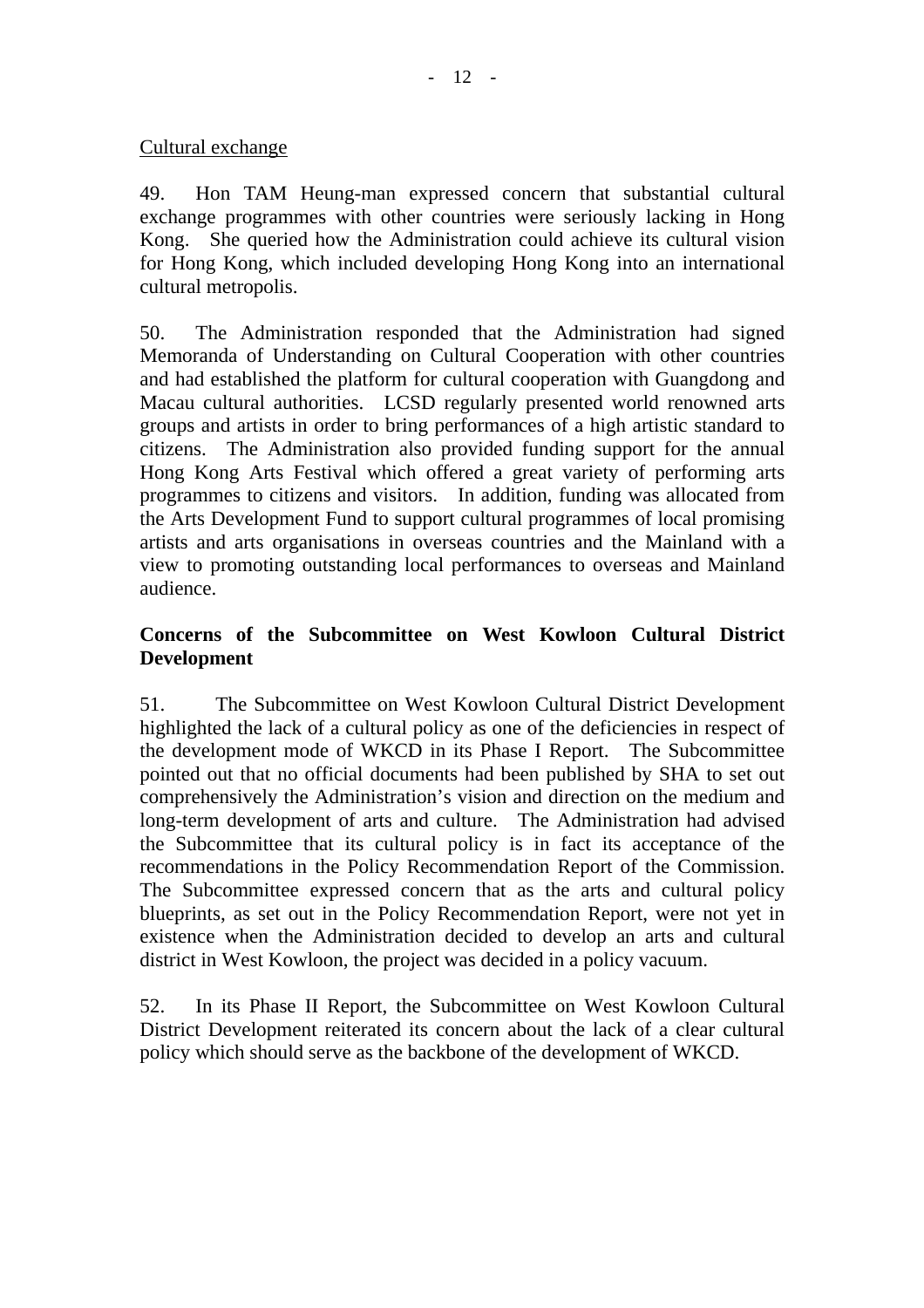Cultural exchange

49. Hon TAM Heung-man expressed concern that substantial cultural exchange programmes with other countries were seriously lacking in Hong Kong. She queried how the Administration could achieve its cultural vision for Hong Kong, which included developing Hong Kong into an international cultural metropolis.

50. The Administration responded that the Administration had signed Memoranda of Understanding on Cultural Cooperation with other countries and had established the platform for cultural cooperation with Guangdong and Macau cultural authorities. LCSD regularly presented world renowned arts groups and artists in order to bring performances of a high artistic standard to citizens. The Administration also provided funding support for the annual Hong Kong Arts Festival which offered a great variety of performing arts programmes to citizens and visitors. In addition, funding was allocated from the Arts Development Fund to support cultural programmes of local promising artists and arts organisations in overseas countries and the Mainland with a view to promoting outstanding local performances to overseas and Mainland audience.

## Concerns of the Subcommittee on West Kowloon Cultural District Development

51. The Subcommittee on West Kowloon Cultural District Development highlighted the lack of a cultural policy as one of the deficiencies in respect of the development mode of WKCD in its Phase I Report. The Subcommittee pointed out that no official documents had been published by SHA to set out comprehensively the Administration's vision and direction on the medium and long-term development of arts and culture. The Administration had advised the Subcommittee that its cultural policy is in fact its acceptance of the recommendations in the Policy Recommendation Report of the Commission. The Subcommittee expressed concern that as the arts and cultural policy blueprints, as set out in the Policy Recommendation Report, were not yet in existence when the Administration decided to develop an arts and cultural district in West Kowloon, the project was decided in a policy vacuum.

52. In its Phase II Report, the Subcommittee on West Kowloon Cultural District Development reiterated its concern about the lack of a clear cultural policy which should serve as the backbone of the development of WKCD.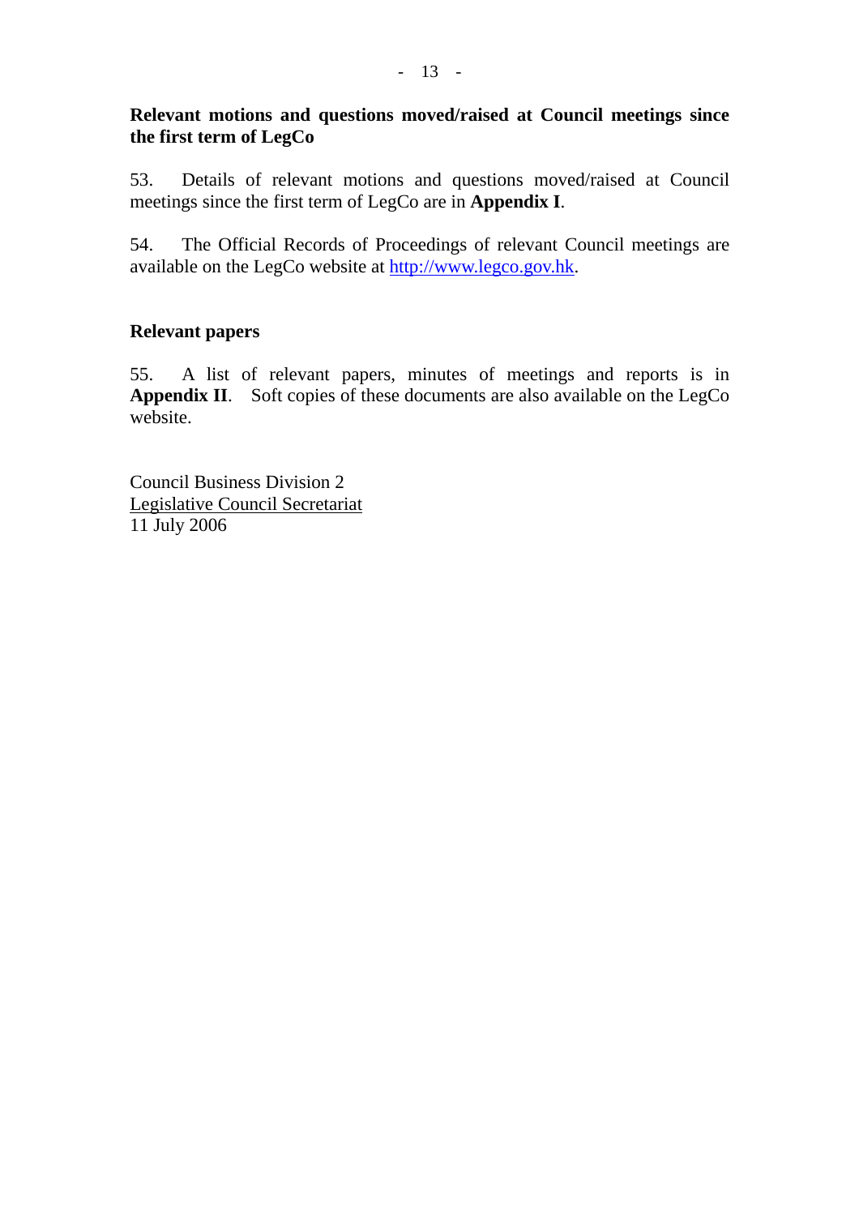**Relevant motions and questions moved/raised at Council meetings since the first term of LegCo**

53. Details of relevant motions and questions moved/raised at Council meetings since the first term of LegCo are in **Appendix I**.

54. The Official Records of Proceedings of relevant Council meetings are available on the LegCo website at http://www.legco.gov.hk.

**Relevant papers**

55. A list of relevant papers, minutes of meetings and reports is in **Appendix II**. Soft copies of these documents are also available on the LegCo website.

Council Business Division 2
Legislative Council Secretariat
11 July 2006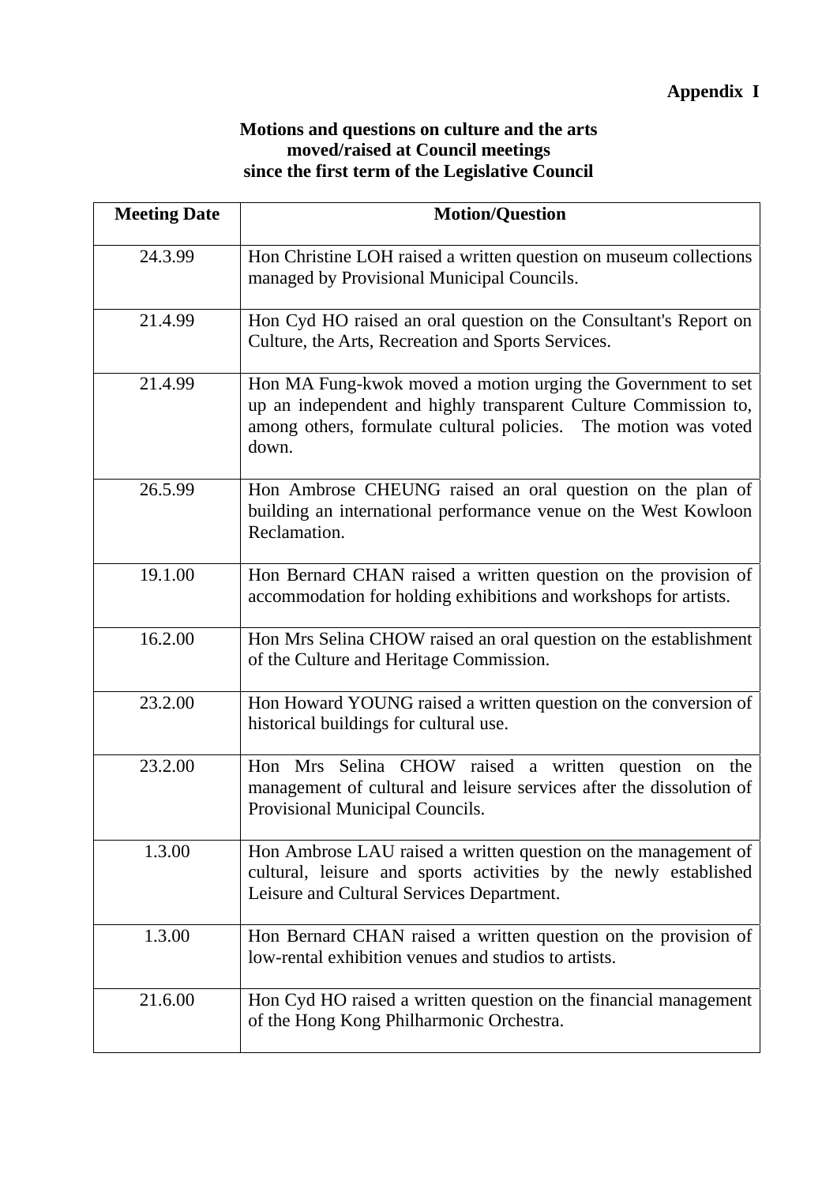**Appendix I**

**Motions and questions on culture and the arts moved/raised at Council meetings since the first term of the Legislative Council**

| Meeting Date | Motion/Question |
|---|---|
| 24.3.99 | Hon Christine LOH raised a written question on museum collections managed by Provisional Municipal Councils. |
| 21.4.99 | Hon Cyd HO raised an oral question on the Consultant's Report on Culture, the Arts, Recreation and Sports Services. |
| 21.4.99 | Hon MA Fung-kwok moved a motion urging the Government to set up an independent and highly transparent Culture Commission to, among others, formulate cultural policies. The motion was voted down. |
| 26.5.99 | Hon Ambrose CHEUNG raised an oral question on the plan of building an international performance venue on the West Kowloon Reclamation. |
| 19.1.00 | Hon Bernard CHAN raised a written question on the provision of accommodation for holding exhibitions and workshops for artists. |
| 16.2.00 | Hon Mrs Selina CHOW raised an oral question on the establishment of the Culture and Heritage Commission. |
| 23.2.00 | Hon Howard YOUNG raised a written question on the conversion of historical buildings for cultural use. |
| 23.2.00 | Hon Mrs Selina CHOW raised a written question on the management of cultural and leisure services after the dissolution of Provisional Municipal Councils. |
| 1.3.00 | Hon Ambrose LAU raised a written question on the management of cultural, leisure and sports activities by the newly established Leisure and Cultural Services Department. |
| 1.3.00 | Hon Bernard CHAN raised a written question on the provision of low-rental exhibition venues and studios to artists. |
| 21.6.00 | Hon Cyd HO raised a written question on the financial management of the Hong Kong Philharmonic Orchestra. |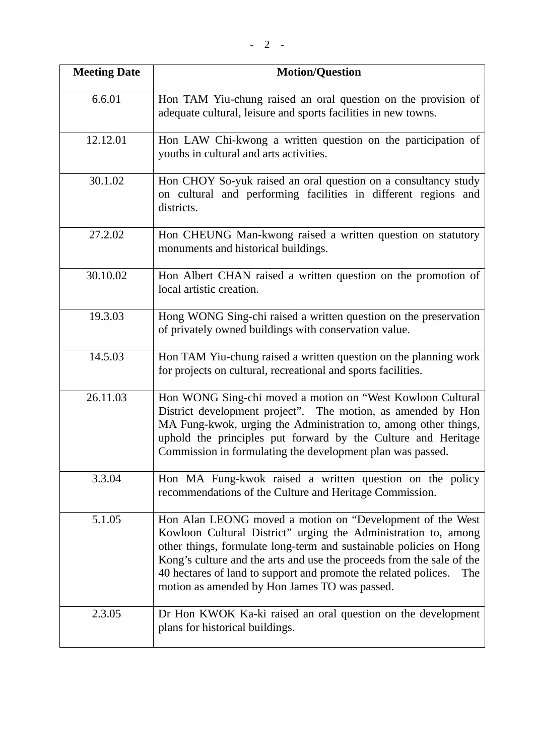| Meeting Date | Motion/Question |
|---|---|
| 6.6.01 | Hon TAM Yiu-chung raised an oral question on the provision of adequate cultural, leisure and sports facilities in new towns. |
| 12.12.01 | Hon LAW Chi-kwong a written question on the participation of youths in cultural and arts activities. |
| 30.1.02 | Hon CHOY So-yuk raised an oral question on a consultancy study on cultural and performing facilities in different regions and districts. |
| 27.2.02 | Hon CHEUNG Man-kwong raised a written question on statutory monuments and historical buildings. |
| 30.10.02 | Hon Albert CHAN raised a written question on the promotion of local artistic creation. |
| 19.3.03 | Hong WONG Sing-chi raised a written question on the preservation of privately owned buildings with conservation value. |
| 14.5.03 | Hon TAM Yiu-chung raised a written question on the planning work for projects on cultural, recreational and sports facilities. |
| 26.11.03 | Hon WONG Sing-chi moved a motion on "West Kowloon Cultural District development project". The motion, as amended by Hon MA Fung-kwok, urging the Administration to, among other things, uphold the principles put forward by the Culture and Heritage Commission in formulating the development plan was passed. |
| 3.3.04 | Hon MA Fung-kwok raised a written question on the policy recommendations of the Culture and Heritage Commission. |
| 5.1.05 | Hon Alan LEONG moved a motion on "Development of the West Kowloon Cultural District" urging the Administration to, among other things, formulate long-term and sustainable policies on Hong Kong's culture and the arts and use the proceeds from the sale of the 40 hectares of land to support and promote the related polices. The motion as amended by Hon James TO was passed. |
| 2.3.05 | Dr Hon KWOK Ka-ki raised an oral question on the development plans for historical buildings. |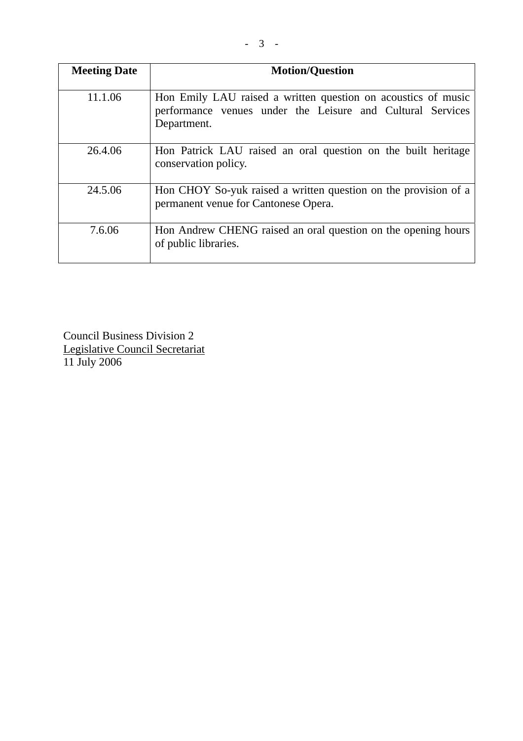| Meeting Date | Motion/Question |
|---|---|
| 11.1.06 | Hon Emily LAU raised a written question on acoustics of music performance venues under the Leisure and Cultural Services Department. |
| 26.4.06 | Hon Patrick LAU raised an oral question on the built heritage conservation policy. |
| 24.5.06 | Hon CHOY So-yuk raised a written question on the provision of a permanent venue for Cantonese Opera. |
| 7.6.06 | Hon Andrew CHENG raised an oral question on the opening hours of public libraries. |

Council Business Division 2
Legislative Council Secretariat
11 July 2006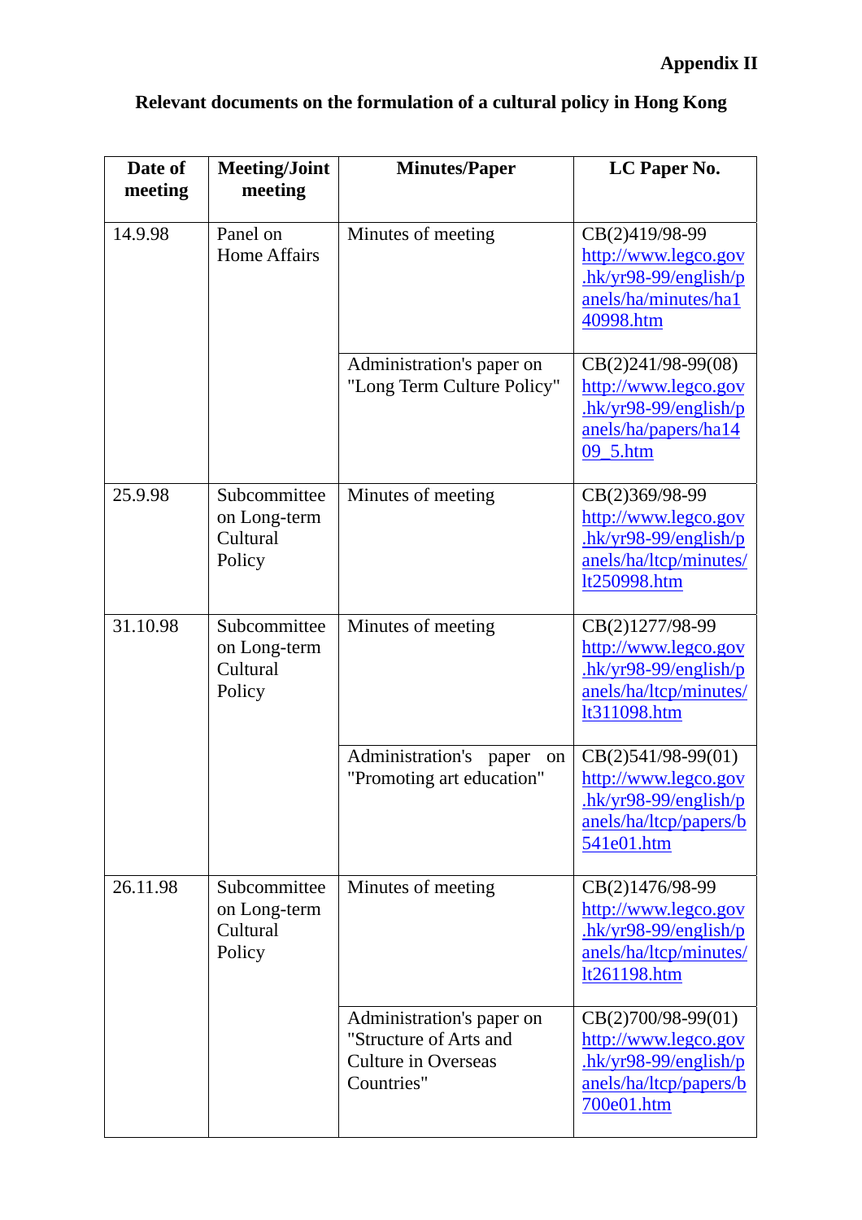**Appendix II**

**Relevant documents on the formulation of a cultural policy in Hong Kong**

| Date of meeting | Meeting/Joint meeting | Minutes/Paper | LC Paper No. |
|---|---|---|---|
| 14.9.98 | Panel on Home Affairs | Minutes of meeting | CB(2)419/98-99 http://www.legco.gov.hk/yr98-99/english/panels/ha/minutes/ha140998.htm |
| | | Administration's paper on "Long Term Culture Policy" | CB(2)241/98-99(08) http://www.legco.gov.hk/yr98-99/english/panels/ha/papers/ha1409_5.htm |
| 25.9.98 | Subcommittee on Long-term Cultural Policy | Minutes of meeting | CB(2)369/98-99 http://www.legco.gov.hk/yr98-99/english/panels/ha/ltcp/minutes/lt250998.htm |
| 31.10.98 | Subcommittee on Long-term Cultural Policy | Minutes of meeting | CB(2)1277/98-99 http://www.legco.gov.hk/yr98-99/english/panels/ha/ltcp/minutes/lt311098.htm |
| | | Administration's paper on "Promoting art education" | CB(2)541/98-99(01) http://www.legco.gov.hk/yr98-99/english/panels/ha/ltcp/papers/b541e01.htm |
| 26.11.98 | Subcommittee on Long-term Cultural Policy | Minutes of meeting | CB(2)1476/98-99 http://www.legco.gov.hk/yr98-99/english/panels/ha/ltcp/minutes/lt261198.htm |
| | | Administration's paper on "Structure of Arts and Culture in Overseas Countries" | CB(2)700/98-99(01) http://www.legco.gov.hk/yr98-99/english/panels/ha/ltcp/papers/b700e01.htm |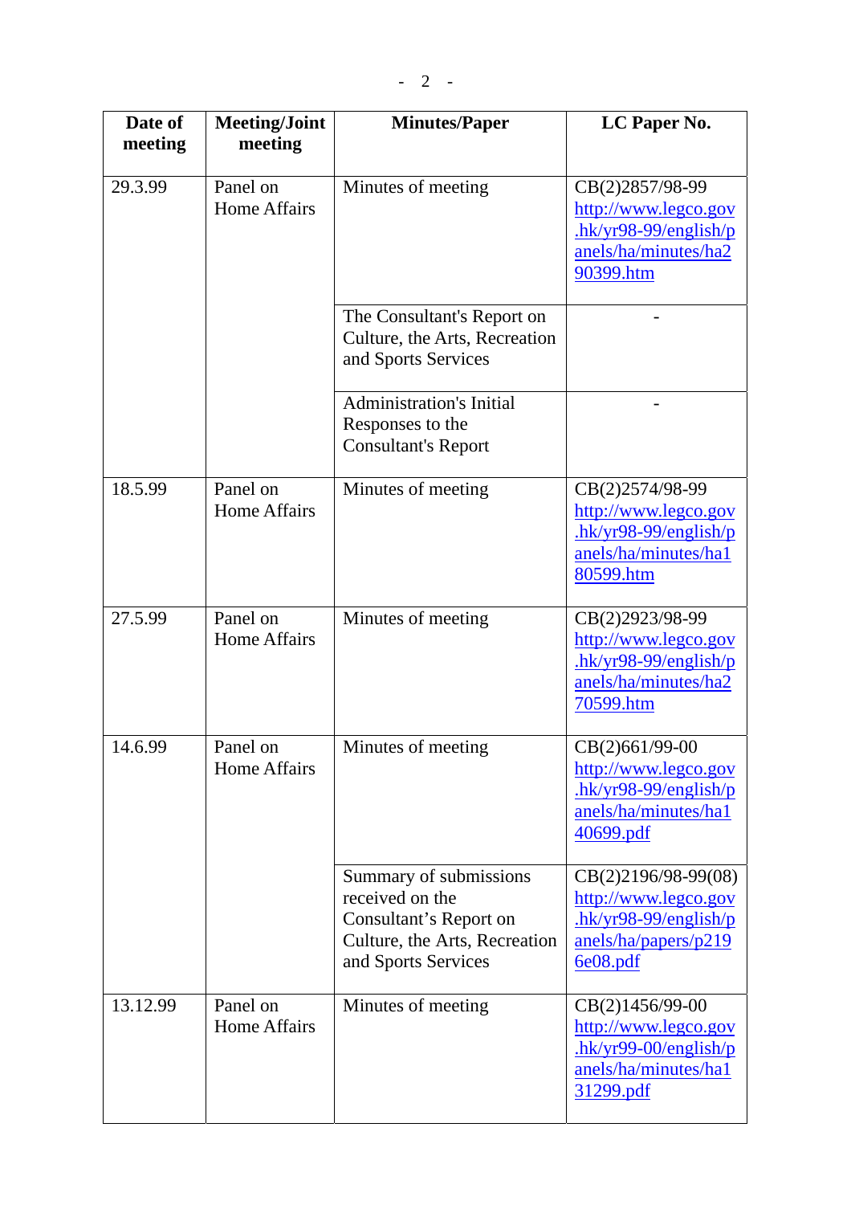| Date of meeting | Meeting/Joint meeting | Minutes/Paper | LC Paper No. |
|---|---|---|---|
| 29.3.99 | Panel on Home Affairs | Minutes of meeting | CB(2)2857/98-99 http://www.legco.gov.hk/yr98-99/english/panels/ha/minutes/ha290399.htm |
| | | The Consultant's Report on Culture, the Arts, Recreation and Sports Services | - |
| | | Administration's Initial Responses to the Consultant's Report | - |
| 18.5.99 | Panel on Home Affairs | Minutes of meeting | CB(2)2574/98-99 http://www.legco.gov.hk/yr98-99/english/panels/ha/minutes/ha180599.htm |
| 27.5.99 | Panel on Home Affairs | Minutes of meeting | CB(2)2923/98-99 http://www.legco.gov.hk/yr98-99/english/panels/ha/minutes/ha270599.htm |
| 14.6.99 | Panel on Home Affairs | Minutes of meeting | CB(2)661/99-00 http://www.legco.gov.hk/yr98-99/english/panels/ha/minutes/ha140699.pdf |
| | | Summary of submissions received on the Consultant's Report on Culture, the Arts, Recreation and Sports Services | CB(2)2196/98-99(08) http://www.legco.gov.hk/yr98-99/english/panels/ha/papers/p2196e08.pdf |
| 13.12.99 | Panel on Home Affairs | Minutes of meeting | CB(2)1456/99-00 http://www.legco.gov.hk/yr99-00/english/panels/ha/minutes/ha131299.pdf |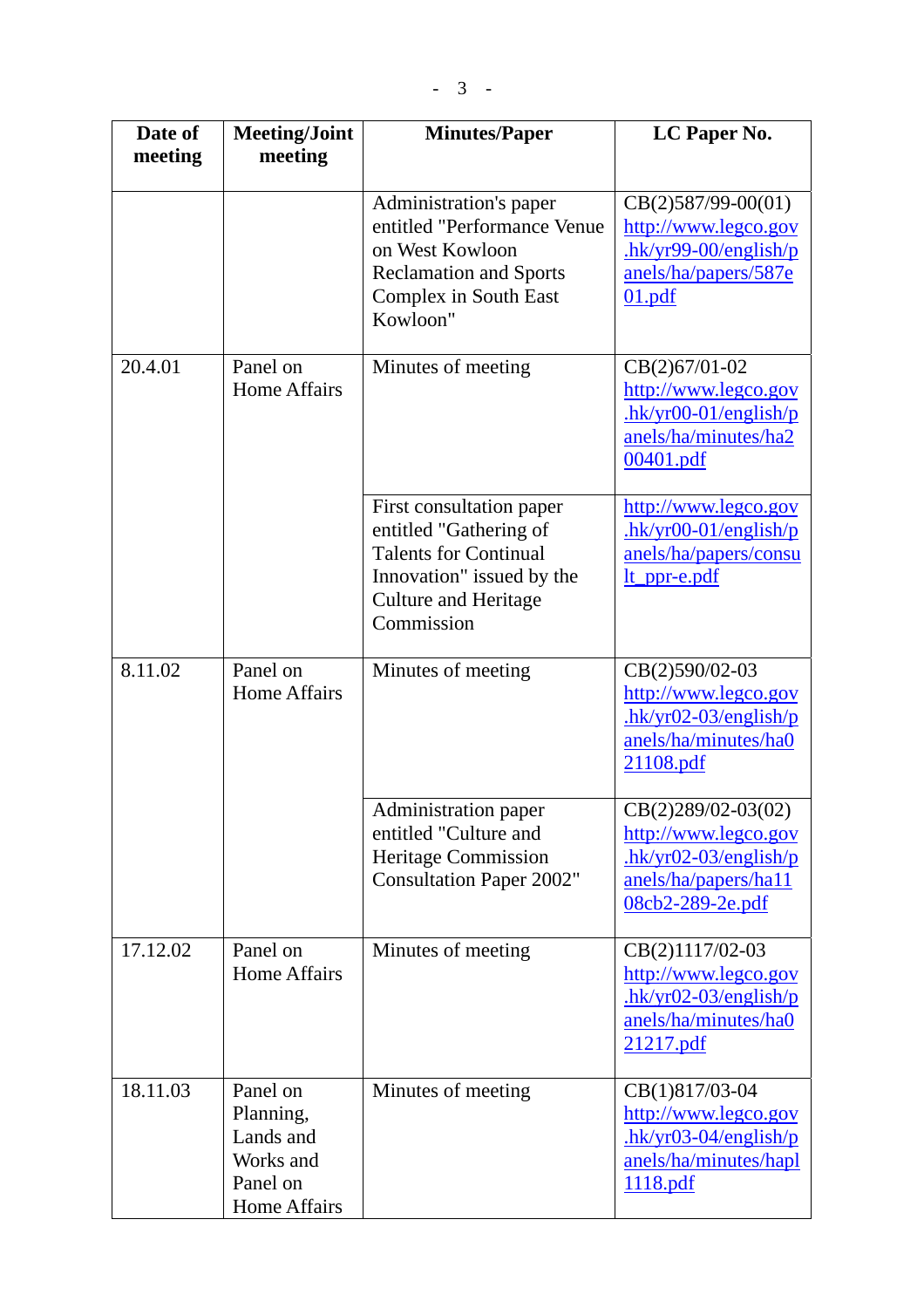| Date of meeting | Meeting/Joint meeting | Minutes/Paper | LC Paper No. |
|---|---|---|---|
| | | Administration's paper entitled "Performance Venue on West Kowloon Reclamation and Sports Complex in South East Kowloon" | CB(2)587/99-00(01) http://www.legco.gov.hk/yr99-00/english/panels/ha/papers/587e01.pdf |
| 20.4.01 | Panel on Home Affairs | Minutes of meeting | CB(2)67/01-02 http://www.legco.gov.hk/yr00-01/english/panels/ha/minutes/ha200401.pdf |
| | | First consultation paper entitled "Gathering of Talents for Continual Innovation" issued by the Culture and Heritage Commission | http://www.legco.gov.hk/yr00-01/english/panels/ha/papers/consult_ppr-e.pdf |
| 8.11.02 | Panel on Home Affairs | Minutes of meeting | CB(2)590/02-03 http://www.legco.gov.hk/yr02-03/english/panels/ha/minutes/ha021108.pdf |
| | | Administration paper entitled "Culture and Heritage Commission Consultation Paper 2002" | CB(2)289/02-03(02) http://www.legco.gov.hk/yr02-03/english/panels/ha/papers/ha1108cb2-289-2e.pdf |
| 17.12.02 | Panel on Home Affairs | Minutes of meeting | CB(2)1117/02-03 http://www.legco.gov.hk/yr02-03/english/panels/ha/minutes/ha021217.pdf |
| 18.11.03 | Panel on Planning, Lands and Works and Panel on Home Affairs | Minutes of meeting | CB(1)817/03-04 http://www.legco.gov.hk/yr03-04/english/panels/ha/minutes/hapl1118.pdf |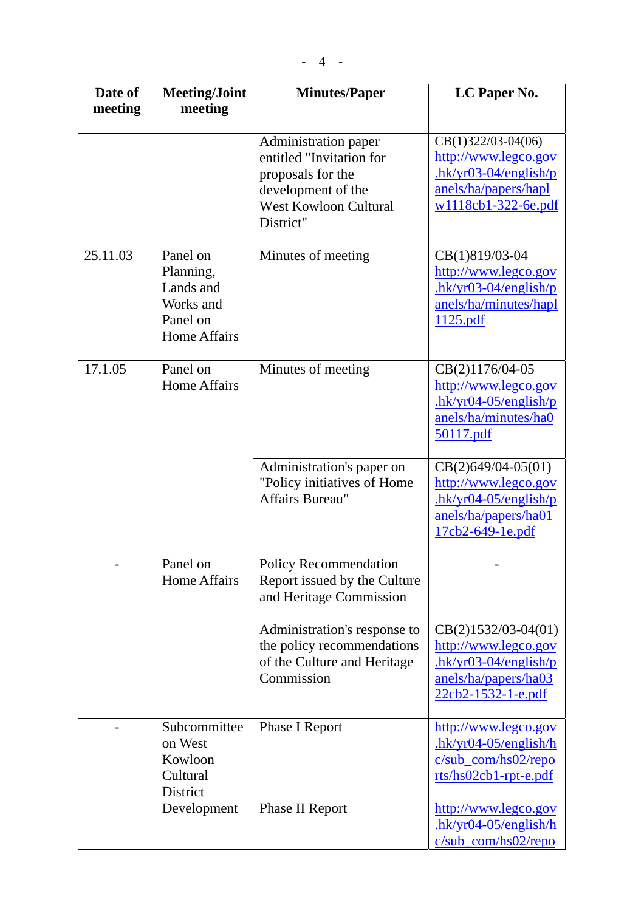| Date of meeting | Meeting/Joint meeting | Minutes/Paper | LC Paper No. |
|---|---|---|---|
| | | Administration paper entitled "Invitation for proposals for the development of the West Kowloon Cultural District" | CB(1)322/03-04(06) http://www.legco.gov.hk/yr03-04/english/panels/ha/papers/haplw1118cb1-322-6e.pdf |
| 25.11.03 | Panel on Planning, Lands and Works and Panel on Home Affairs | Minutes of meeting | CB(1)819/03-04 http://www.legco.gov.hk/yr03-04/english/panels/ha/minutes/hapl1125.pdf |
| 17.1.05 | Panel on Home Affairs | Minutes of meeting | CB(2)1176/04-05 http://www.legco.gov.hk/yr04-05/english/panels/ha/minutes/ha050117.pdf |
| | | Administration's paper on "Policy initiatives of Home Affairs Bureau" | CB(2)649/04-05(01) http://www.legco.gov.hk/yr04-05/english/panels/ha/papers/ha0117cb2-649-1e.pdf |
| - | Panel on Home Affairs | Policy Recommendation Report issued by the Culture and Heritage Commission | - |
| | | Administration's response to the policy recommendations of the Culture and Heritage Commission | CB(2)1532/03-04(01) http://www.legco.gov.hk/yr03-04/english/panels/ha/papers/ha0322cb2-1532-1-e.pdf |
| - | Subcommittee on West Kowloon Cultural District Development | Phase I Report | http://www.legco.gov.hk/yr04-05/english/hc/sub_com/hs02/reports/hs02cb1-rpt-e.pdf |
| | | Phase II Report | http://www.legco.gov.hk/yr04-05/english/hc/sub_com/hs02/repo |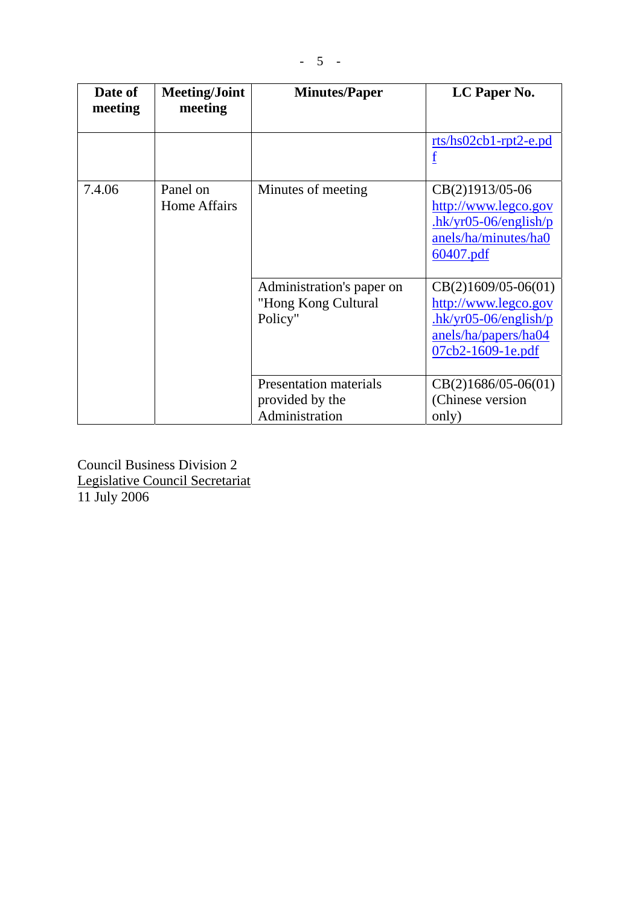| Date of meeting | Meeting/Joint meeting | Minutes/Paper | LC Paper No. |
|---|---|---|---|
| | | | rts/hs02cb1-rpt2-e.pdf |
| 7.4.06 | Panel on Home Affairs | Minutes of meeting | CB(2)1913/05-06 http://www.legco.gov.hk/yr05-06/english/panels/ha/minutes/ha060407.pdf |
| | | Administration's paper on "Hong Kong Cultural Policy" | CB(2)1609/05-06(01) http://www.legco.gov.hk/yr05-06/english/panels/ha/papers/ha0407cb2-1609-1e.pdf |
| | | Presentation materials provided by the Administration | CB(2)1686/05-06(01) (Chinese version only) |

Council Business Division 2
Legislative Council Secretariat
11 July 2006